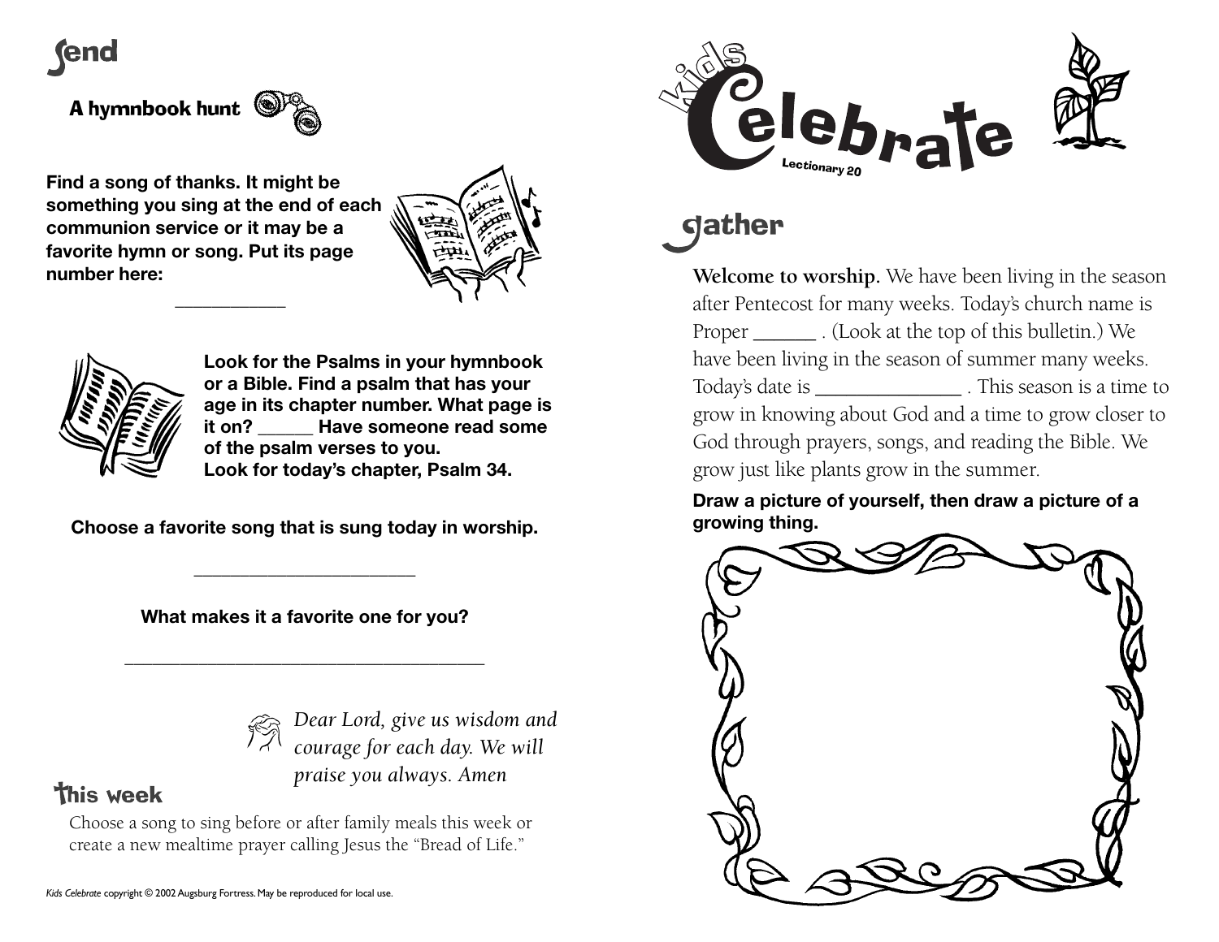# Send

## A hymnbook hunt

**Find a song of thanks. It might be something you sing at the end of each communion service or it may be a favorite hymn or song. Put its page number here:**

___________

**Look for the Psalms in your hymnbook or a Bible. Find a psalm that has your age in its chapter number. What page is it on? ______ Have someone read some of the psalm verses to you. Look for today's chapter, Psalm 34.**

**Choose a favorite song that is sung today in worship.**

________________________

**What makes it a favorite one for you?**

________________________________________

*Dear Lord, give us wisdom and courage for each day. We will praise you always. Amen*

## This week

Choose a song to sing before or after family meals this week or create a new mealtime prayer calling Jesus the "Bread of Life."

*Kids Celebrate* copyright © 2002 Augsburg Fortress. May be reproduced for local use.

# Kids Celebrate

Lectionary 20

# Gather

**Welcome to worship.** We have been living in the season after Pentecost for many weeks. Today's church name is Proper ______ . (Look at the top of this bulletin.) We have been living in the season of summer many weeks. Today's date is ______________ . This season is a time to grow in knowing about God and a time to grow closer to God through prayers, songs, and reading the Bible. We grow just like plants grow in the summer.

**Draw a picture of yourself, then draw a picture of a growing thing.**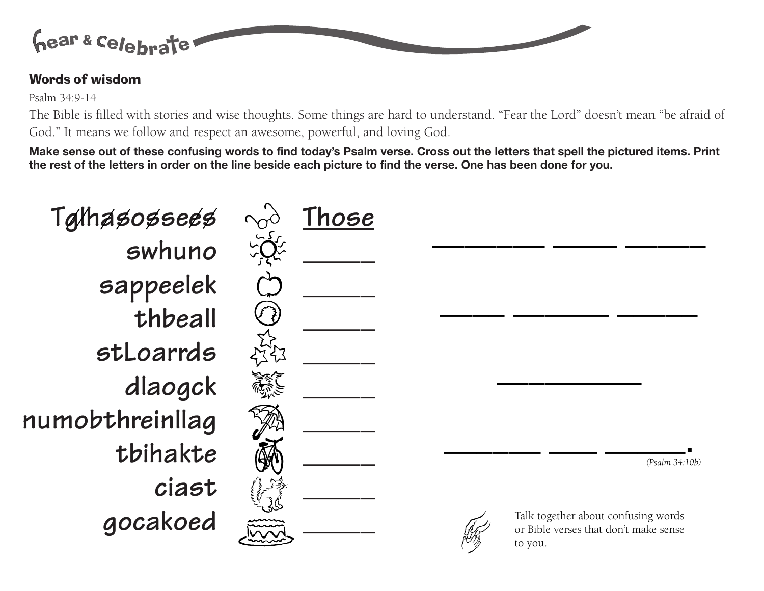hear & celebrate

**Words of wisdom**

Psalm 34:9-14

The Bible is filled with stories and wise thoughts. Some things are hard to understand. "Fear the Lord" doesn't mean "be afraid of God." It means we follow and respect an awesome, powerful, and loving God.

**Make sense out of these confusing words to find today's Psalm verse. Cross out the letters that spell the pictured items. Print the rest of the letters in order on the line beside each picture to find the verse. One has been done for you.**

| Scrambled | Answer |
|---|---|
| Tglhasosseés | Those |
| swhuno | ______ |
| sappeelek | ______ |
| thbeall | ______ |
| stLoarrds | ______ |
| dlaogck | ______ |
| numobthreinllag | ______ |
| tbihakte | ______ |
| ciast | ______ |
| gocakoed | ______ |

______ ______ ______

______ ______ ______

______

______ ______ ______.

*(Psalm 34:10b)*

Talk together about confusing words or Bible verses that don't make sense to you.